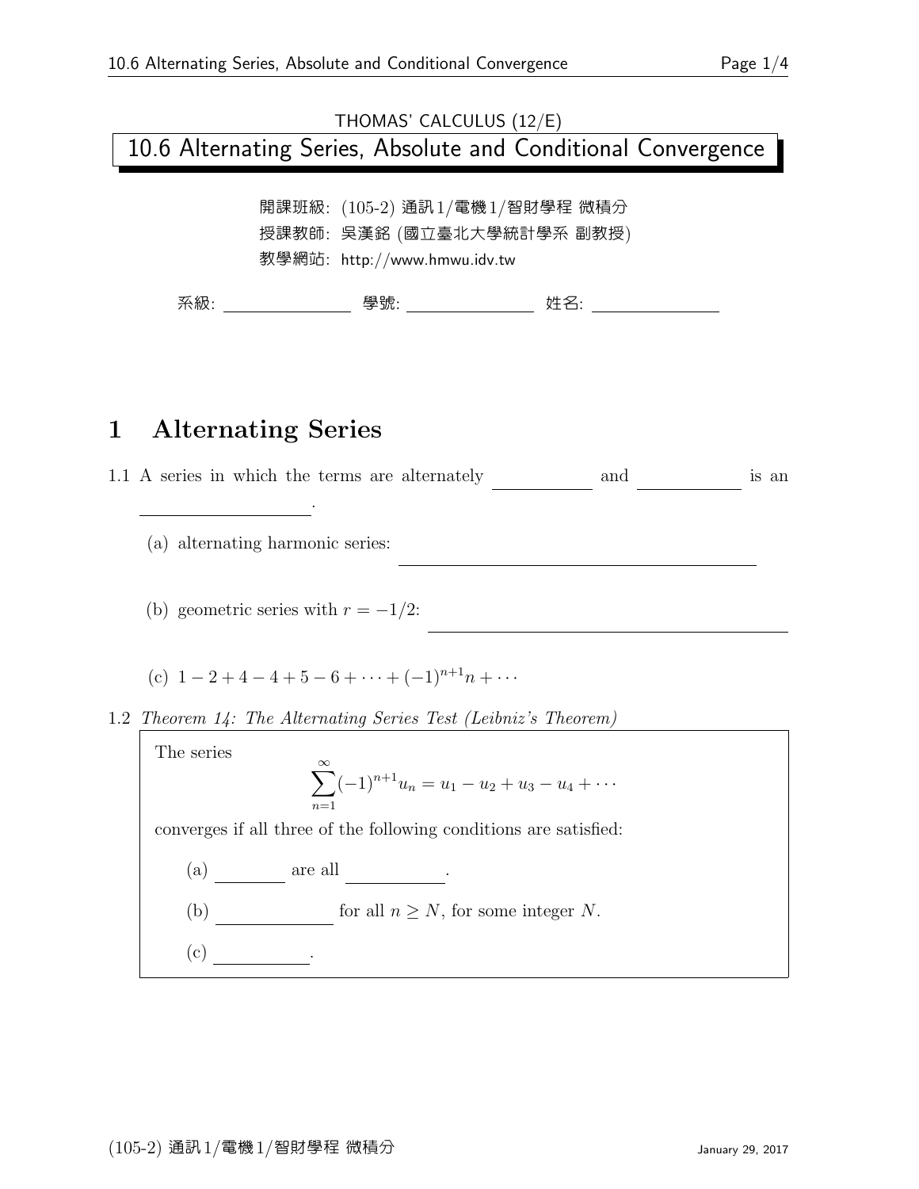THOMAS' CALCULUS (12/E)

# 10.6 Alternating Series, Absolute and Conditional Convergence

開課班級: (105-2) 通訊1/電機1/智財學程 微積分

授課教師: 吳漢銘 (國立臺北大學統計學系 副教授)

教學網站: http://www.hmwu.idv.tw

系級: ______________ 學號: ______________ 姓名: ______________

## 1 Alternating Series

1.1 A series in which the terms are alternately __________ and __________ is an __________________.

(a) alternating harmonic series: ______________________________________

(b) geometric series with $r = -1/2$: ______________________________________

(c) $1 - 2 + 4 - 4 + 5 - 6 + \cdots + (-1)^{n+1}n + \cdots$

1.2 *Theorem 14: The Alternating Series Test (Leibniz's Theorem)*

> The series
>
> $$\sum_{n=1}^{\infty}(-1)^{n+1}u_n = u_1 - u_2 + u_3 - u_4 + \cdots$$
>
> converges if all three of the following conditions are satisfied:
>
> (a) ________ are all __________.
>
> (b) ____________ for all $n \geq N$, for some integer $N$.
>
> (c) __________.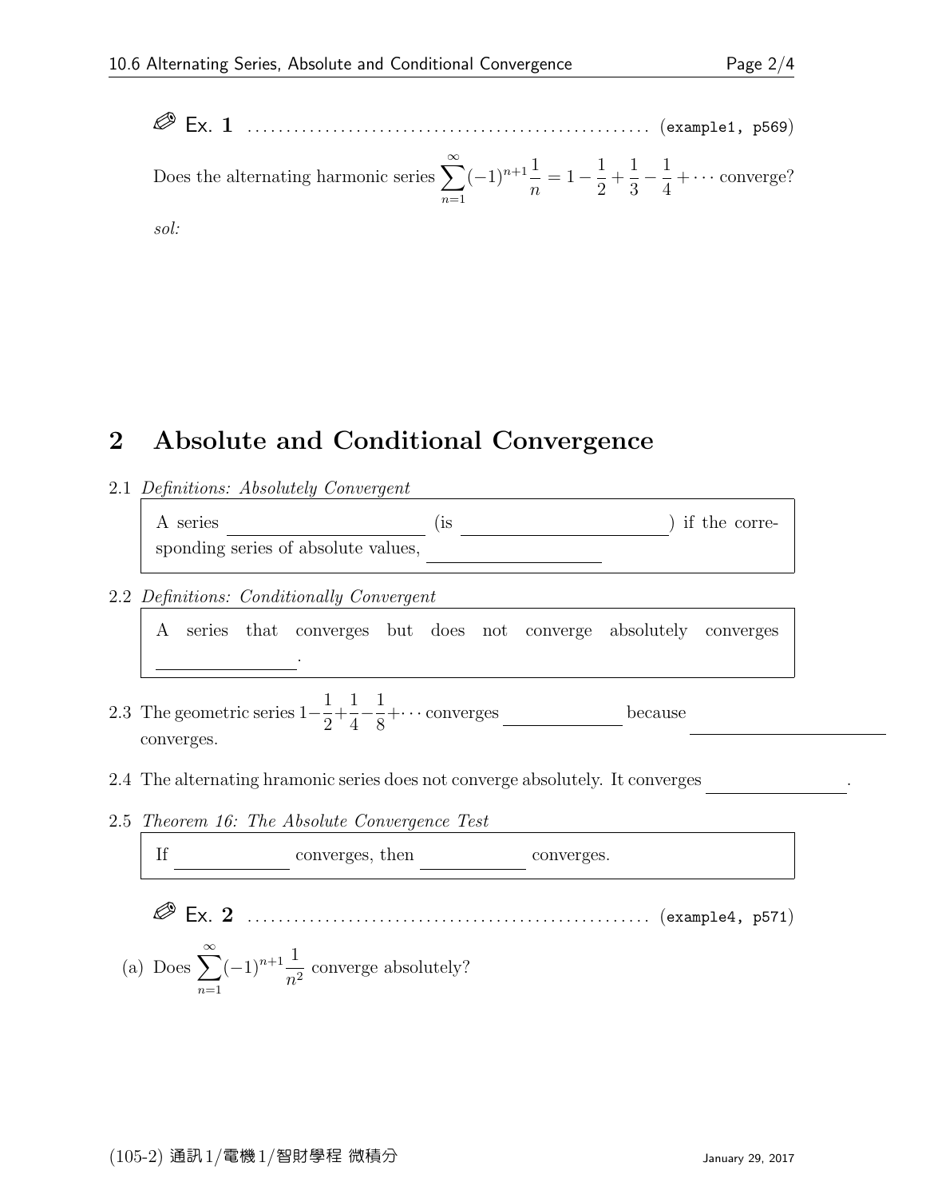✎ Ex. **1** .................................................... (example1, p569)

Does the alternating harmonic series $\sum_{n=1}^{\infty}(-1)^{n+1}\frac{1}{n} = 1 - \frac{1}{2} + \frac{1}{3} - \frac{1}{4} + \cdots$ converge?

*sol:*

## 2 Absolute and Conditional Convergence

2.1 *Definitions: Absolutely Convergent*

> A series \_\_\_\_\_\_\_\_\_\_\_\_\_\_\_\_ (is \_\_\_\_\_\_\_\_\_\_\_\_\_\_\_\_) if the corresponding series of absolute values, \_\_\_\_\_\_\_\_\_\_\_\_\_\_\_\_

2.2 *Definitions: Conditionally Convergent*

> A series that converges but does not converge absolutely converges \_\_\_\_\_\_\_\_\_\_\_\_.

2.3 The geometric series $1 - \frac{1}{2} + \frac{1}{4} - \frac{1}{8} + \cdots$ converges \_\_\_\_\_\_\_\_\_\_\_\_ because \_\_\_\_\_\_\_\_\_\_\_\_\_\_\_\_ converges.

2.4 The alternating hramonic series does not converge absolutely. It converges \_\_\_\_\_\_\_\_\_\_\_\_.

2.5 *Theorem 16: The Absolute Convergence Test*

> If \_\_\_\_\_\_\_\_\_\_ converges, then \_\_\_\_\_\_\_\_\_\_ converges.

✎ Ex. **2** .................................................... (example4, p571)

(a) Does $\sum_{n=1}^{\infty}(-1)^{n+1}\frac{1}{n^2}$ converge absolutely?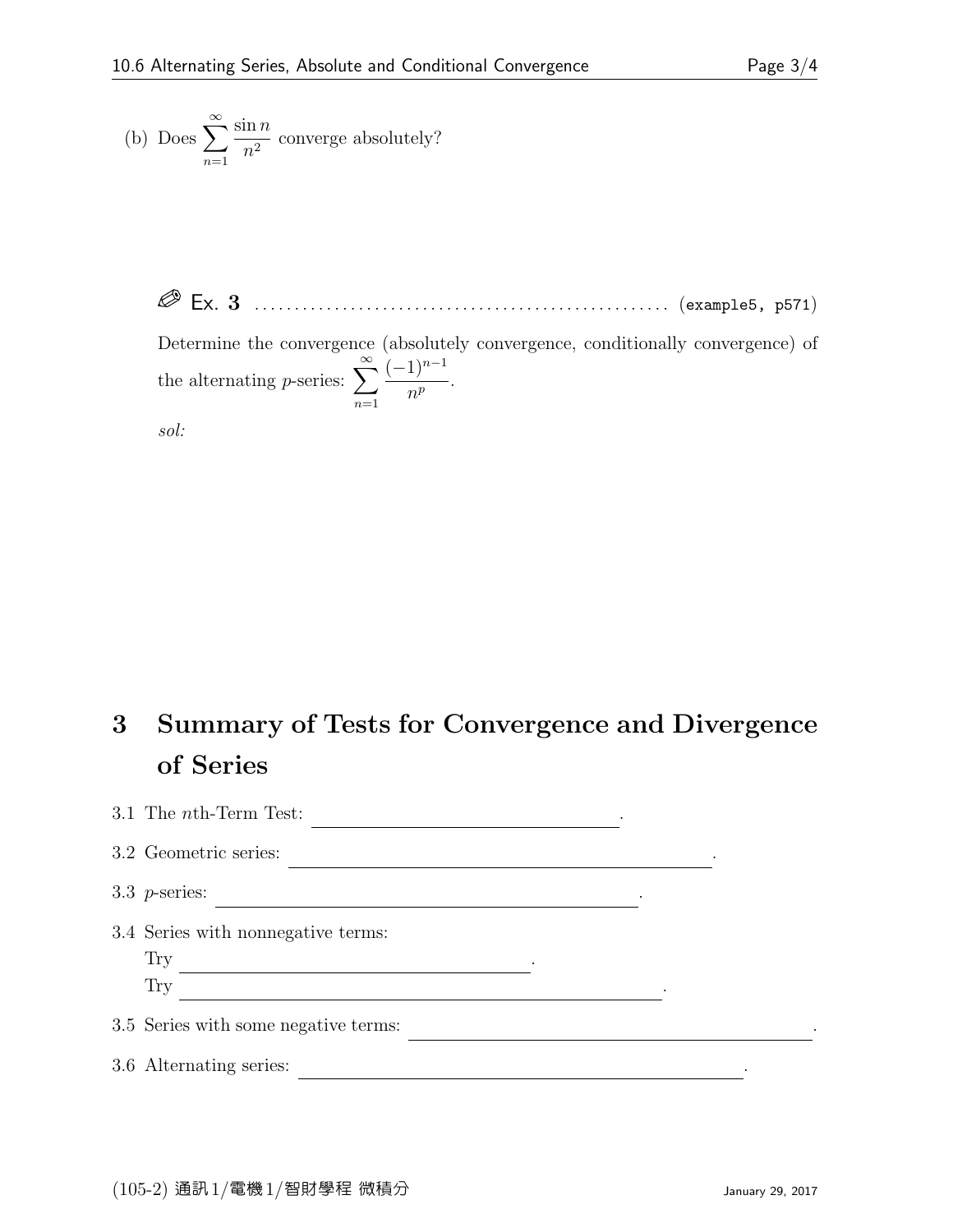(b) Does $\displaystyle\sum_{n=1}^{\infty} \frac{\sin n}{n^2}$ converge absolutely?

✎ Ex. 3 .................................................. (example5, p571)

Determine the convergence (absolutely convergence, conditionally convergence) of the alternating $p$-series: $\displaystyle\sum_{n=1}^{\infty} \frac{(-1)^{n-1}}{n^p}$.

*sol:*

# 3 Summary of Tests for Convergence and Divergence of Series

3.1 The $n$th-Term Test: \_\_\_\_\_\_\_\_\_\_\_\_\_\_\_\_\_\_\_\_\_\_\_\_\_\_\_\_.

3.2 Geometric series: \_\_\_\_\_\_\_\_\_\_\_\_\_\_\_\_\_\_\_\_\_\_\_\_\_\_\_\_\_\_\_\_\_\_\_\_\_\_\_\_.

3.3 $p$-series: \_\_\_\_\_\_\_\_\_\_\_\_\_\_\_\_\_\_\_\_\_\_\_\_\_\_\_\_\_\_\_\_\_\_\_\_\_\_\_\_.

3.4 Series with nonnegative terms:
Try \_\_\_\_\_\_\_\_\_\_\_\_\_\_\_\_\_\_\_\_\_\_\_\_\_\_\_\_\_\_\_\_\_\_.
Try \_\_\_\_\_\_\_\_\_\_\_\_\_\_\_\_\_\_\_\_\_\_\_\_\_\_\_\_\_\_\_\_\_\_\_\_\_\_\_\_\_\_\_\_\_\_.

3.5 Series with some negative terms: \_\_\_\_\_\_\_\_\_\_\_\_\_\_\_\_\_\_\_\_\_\_\_\_\_\_\_\_\_\_\_\_\_\_\_\_\_\_.

3.6 Alternating series: \_\_\_\_\_\_\_\_\_\_\_\_\_\_\_\_\_\_\_\_\_\_\_\_\_\_\_\_\_\_\_\_\_\_\_\_\_\_\_\_\_\_.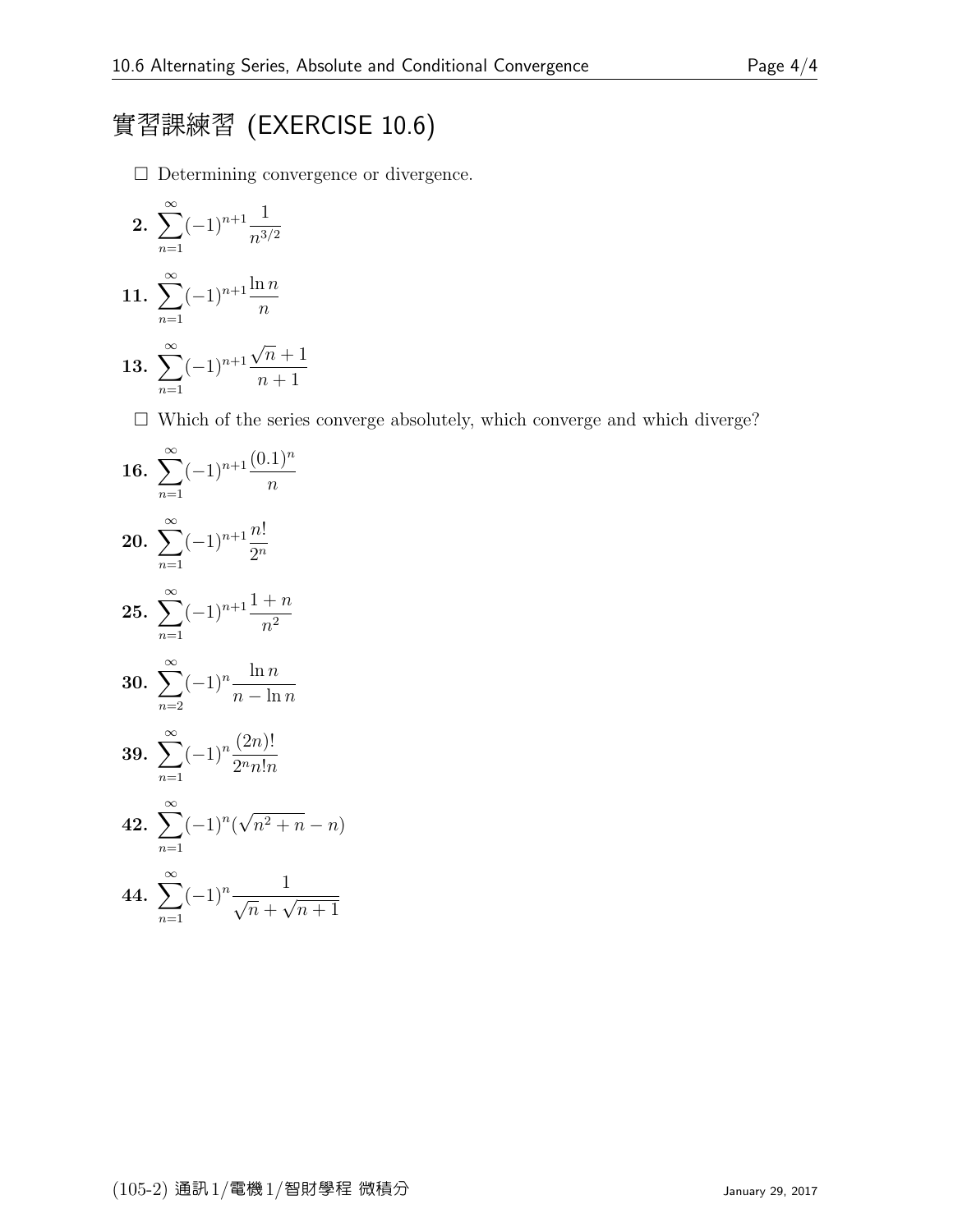# 實習課練習 (EXERCISE 10.6)

☐ Determining convergence or divergence.

**2.** $\displaystyle\sum_{n=1}^{\infty}(-1)^{n+1}\frac{1}{n^{3/2}}$

**11.** $\displaystyle\sum_{n=1}^{\infty}(-1)^{n+1}\frac{\ln n}{n}$

**13.** $\displaystyle\sum_{n=1}^{\infty}(-1)^{n+1}\frac{\sqrt{n}+1}{n+1}$

☐ Which of the series converge absolutely, which converge and which diverge?

**16.** $\displaystyle\sum_{n=1}^{\infty}(-1)^{n+1}\frac{(0.1)^n}{n}$

**20.** $\displaystyle\sum_{n=1}^{\infty}(-1)^{n+1}\frac{n!}{2^n}$

**25.** $\displaystyle\sum_{n=1}^{\infty}(-1)^{n+1}\frac{1+n}{n^2}$

**30.** $\displaystyle\sum_{n=2}^{\infty}(-1)^{n}\frac{\ln n}{n-\ln n}$

**39.** $\displaystyle\sum_{n=1}^{\infty}(-1)^{n}\frac{(2n)!}{2^n n! n}$

**42.** $\displaystyle\sum_{n=1}^{\infty}(-1)^{n}(\sqrt{n^2+n}-n)$

**44.** $\displaystyle\sum_{n=1}^{\infty}(-1)^{n}\frac{1}{\sqrt{n}+\sqrt{n+1}}$